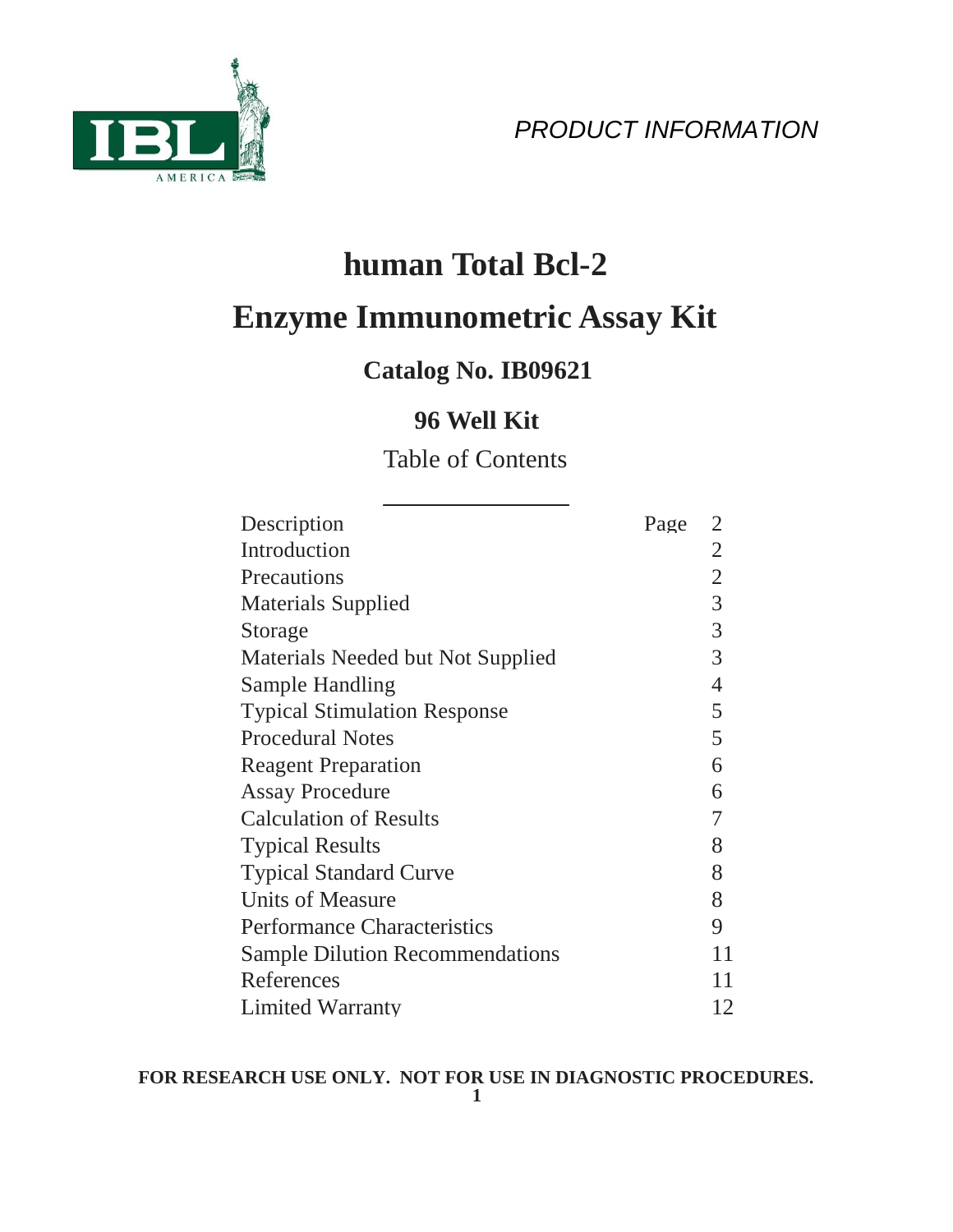*PRODUCT INFORMATION*

# human Total Bcl-2

# Enzyme Immunometric Assay Kit

## Catalog No. IB09621

## 96 Well Kit

Table of Contents

| | Page |
|---|---|
| Description | 2 |
| Introduction | 2 |
| Precautions | 2 |
| Materials Supplied | 3 |
| Storage | 3 |
| Materials Needed but Not Supplied | 3 |
| Sample Handling | 4 |
| Typical Stimulation Response | 5 |
| Procedural Notes | 5 |
| Reagent Preparation | 6 |
| Assay Procedure | 6 |
| Calculation of Results | 7 |
| Typical Results | 8 |
| Typical Standard Curve | 8 |
| Units of Measure | 8 |
| Performance Characteristics | 9 |
| Sample Dilution Recommendations | 11 |
| References | 11 |
| Limited Warranty | 12 |

**FOR RESEARCH USE ONLY. NOT FOR USE IN DIAGNOSTIC PROCEDURES.**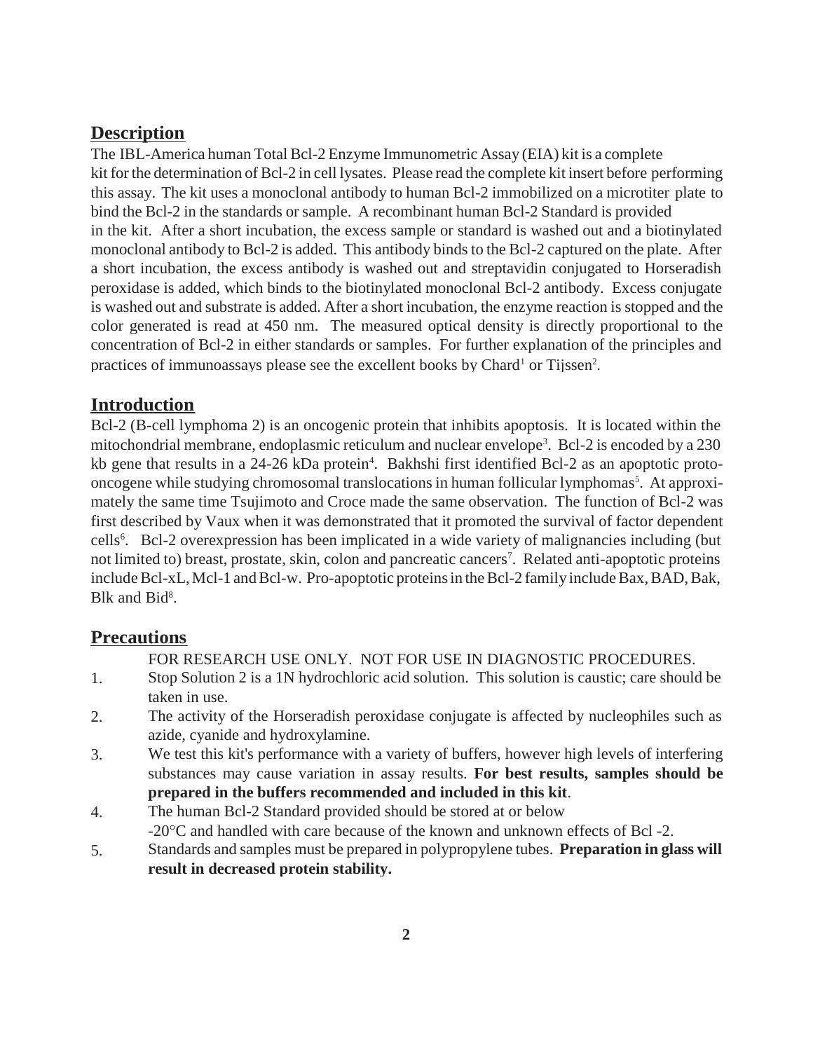## Description

The IBL-America human Total Bcl-2 Enzyme Immunometric Assay (EIA) kit is a complete kit for the determination of Bcl-2 in cell lysates. Please read the complete kit insert before performing this assay. The kit uses a monoclonal antibody to human Bcl-2 immobilized on a microtiter plate to bind the Bcl-2 in the standards or sample. A recombinant human Bcl-2 Standard is provided in the kit. After a short incubation, the excess sample or standard is washed out and a biotinylated monoclonal antibody to Bcl-2 is added. This antibody binds to the Bcl-2 captured on the plate. After a short incubation, the excess antibody is washed out and streptavidin conjugated to Horseradish peroxidase is added, which binds to the biotinylated monoclonal Bcl-2 antibody. Excess conjugate is washed out and substrate is added. After a short incubation, the enzyme reaction is stopped and the color generated is read at 450 nm. The measured optical density is directly proportional to the concentration of Bcl-2 in either standards or samples. For further explanation of the principles and practices of immunoassays please see the excellent books by Chard[1] or Tijssen[2].

## Introduction

Bcl-2 (B-cell lymphoma 2) is an oncogenic protein that inhibits apoptosis. It is located within the mitochondrial membrane, endoplasmic reticulum and nuclear envelope[3]. Bcl-2 is encoded by a 230 kb gene that results in a 24-26 kDa protein[4]. Bakhshi first identified Bcl-2 as an apoptotic proto-oncogene while studying chromosomal translocations in human follicular lymphomas[5]. At approximately the same time Tsujimoto and Croce made the same observation. The function of Bcl-2 was first described by Vaux when it was demonstrated that it promoted the survival of factor dependent cells[6]. Bcl-2 overexpression has been implicated in a wide variety of malignancies including (but not limited to) breast, prostate, skin, colon and pancreatic cancers[7]. Related anti-apoptotic proteins include Bcl-xL, Mcl-1 and Bcl-w. Pro-apoptotic proteins in the Bcl-2 family include Bax, BAD, Bak, Blk and Bid[8].

## Precautions

FOR RESEARCH USE ONLY. NOT FOR USE IN DIAGNOSTIC PROCEDURES.

1. Stop Solution 2 is a 1N hydrochloric acid solution. This solution is caustic; care should be taken in use.
2. The activity of the Horseradish peroxidase conjugate is affected by nucleophiles such as azide, cyanide and hydroxylamine.
3. We test this kit's performance with a variety of buffers, however high levels of interfering substances may cause variation in assay results. **For best results, samples should be prepared in the buffers recommended and included in this kit**.
4. The human Bcl-2 Standard provided should be stored at or below -20°C and handled with care because of the known and unknown effects of Bcl -2.
5. Standards and samples must be prepared in polypropylene tubes. **Preparation in glass will result in decreased protein stability.**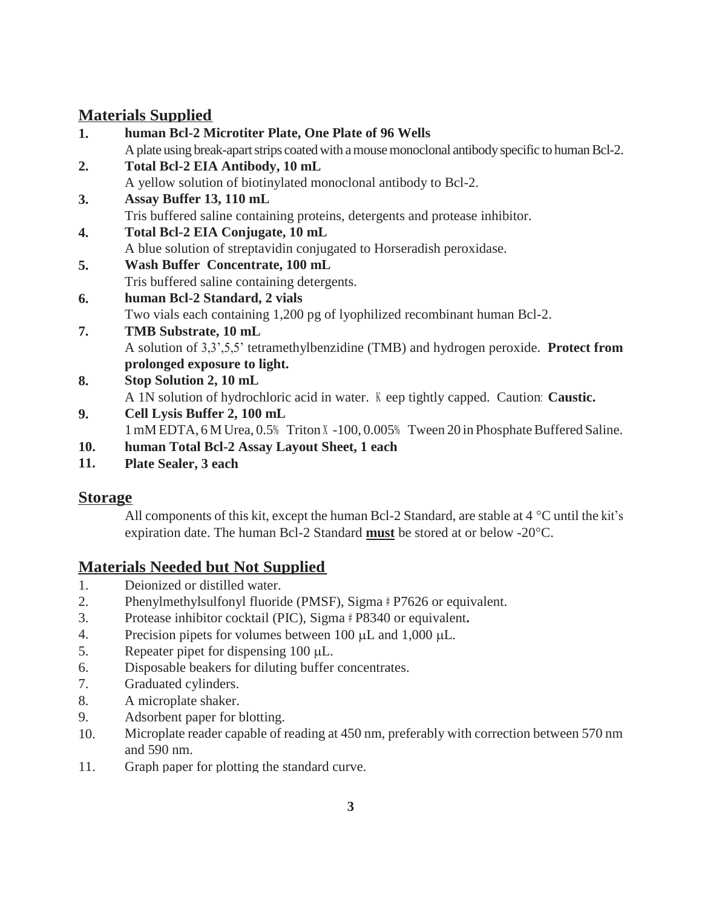## Materials Supplied

1. **human Bcl-2 Microtiter Plate, One Plate of 96 Wells**
   A plate using break-apart strips coated with a mouse monoclonal antibody specific to human Bcl-2.
2. **Total Bcl-2 EIA Antibody, 10 mL**
   A yellow solution of biotinylated monoclonal antibody to Bcl-2.
3. **Assay Buffer 13, 110 mL**
   Tris buffered saline containing proteins, detergents and protease inhibitor.
4. **Total Bcl-2 EIA Conjugate, 10 mL**
   A blue solution of streptavidin conjugated to Horseradish peroxidase.
5. **Wash Buffer Concentrate, 100 mL**
   Tris buffered saline containing detergents.
6. **human Bcl-2 Standard, 2 vials**
   Two vials each containing 1,200 pg of lyophilized recombinant human Bcl-2.
7. **TMB Substrate, 10 mL**
   A solution of 3,3',5,5' tetramethylbenzidine (TMB) and hydrogen peroxide. **Protect from prolonged exposure to light.**
8. **Stop Solution 2, 10 mL**
   A 1N solution of hydrochloric acid in water. Keep tightly capped. Caution: **Caustic.**
9. **Cell Lysis Buffer 2, 100 mL**
   1 mM EDTA, 6 M Urea, 0.5% Triton X-100, 0.005% Tween 20 in Phosphate Buffered Saline.
10. **human Total Bcl-2 Assay Layout Sheet, 1 each**
11. **Plate Sealer, 3 each**

## Storage

All components of this kit, except the human Bcl-2 Standard, are stable at 4 °C until the kit's expiration date. The human Bcl-2 Standard **must** be stored at or below -20°C.

## Materials Needed but Not Supplied

1. Deionized or distilled water.
2. Phenylmethylsulfonyl fluoride (PMSF), Sigma # P7626 or equivalent.
3. Protease inhibitor cocktail (PIC), Sigma # P8340 or equivalent.
4. Precision pipets for volumes between 100 μL and 1,000 μL.
5. Repeater pipet for dispensing 100 μL.
6. Disposable beakers for diluting buffer concentrates.
7. Graduated cylinders.
8. A microplate shaker.
9. Adsorbent paper for blotting.
10. Microplate reader capable of reading at 450 nm, preferably with correction between 570 nm and 590 nm.
11. Graph paper for plotting the standard curve.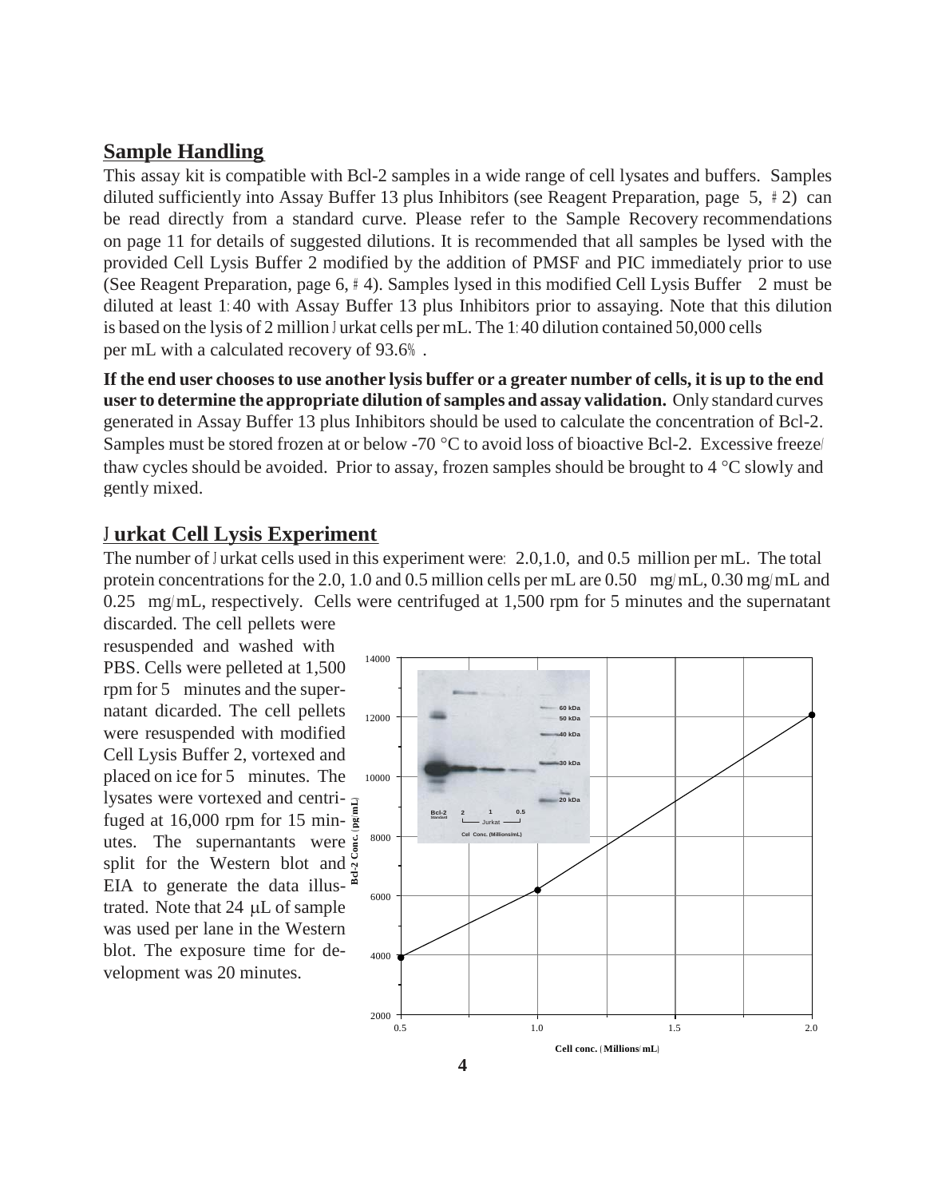## Sample Handling

This assay kit is compatible with Bcl-2 samples in a wide range of cell lysates and buffers. Samples diluted sufficiently into Assay Buffer 13 plus Inhibitors (see Reagent Preparation, page 5, #2) can be read directly from a standard curve. Please refer to the Sample Recovery recommendations on page 11 for details of suggested dilutions. It is recommended that all samples be lysed with the provided Cell Lysis Buffer 2 modified by the addition of PMSF and PIC immediately prior to use (See Reagent Preparation, page 6, #4). Samples lysed in this modified Cell Lysis Buffer 2 must be diluted at least 1:40 with Assay Buffer 13 plus Inhibitors prior to assaying. Note that this dilution is based on the lysis of 2 million Jurkat cells per mL. The 1:40 dilution contained 50,000 cells per mL with a calculated recovery of 93.6%.

**If the end user chooses to use another lysis buffer or a greater number of cells, it is up to the end user to determine the appropriate dilution of samples and assay validation.** Only standard curves generated in Assay Buffer 13 plus Inhibitors should be used to calculate the concentration of Bcl-2. Samples must be stored frozen at or below -70 °C to avoid loss of bioactive Bcl-2. Excessive freeze/thaw cycles should be avoided. Prior to assay, frozen samples should be brought to 4 °C slowly and gently mixed.

## Jurkat Cell Lysis Experiment

The number of Jurkat cells used in this experiment were: 2.0, 1.0, and 0.5 million per mL. The total protein concentrations for the 2.0, 1.0 and 0.5 million cells per mL are 0.50 mg/mL, 0.30 mg/mL and 0.25 mg/mL, respectively. Cells were centrifuged at 1,500 rpm for 5 minutes and the supernatant discarded. The cell pellets were resuspended and washed with PBS. Cells were pelleted at 1,500 rpm for 5 minutes and the supernatant dicarded. The cell pellets were resuspended with modified Cell Lysis Buffer 2, vortexed and placed on ice for 5 minutes. The lysates were vortexed and centrifuged at 16,000 rpm for 15 minutes. The supernantants were split for the Western blot and EIA to generate the data illustrated. Note that 24 µL of sample was used per lane in the Western blot. The exposure time for development was 20 minutes.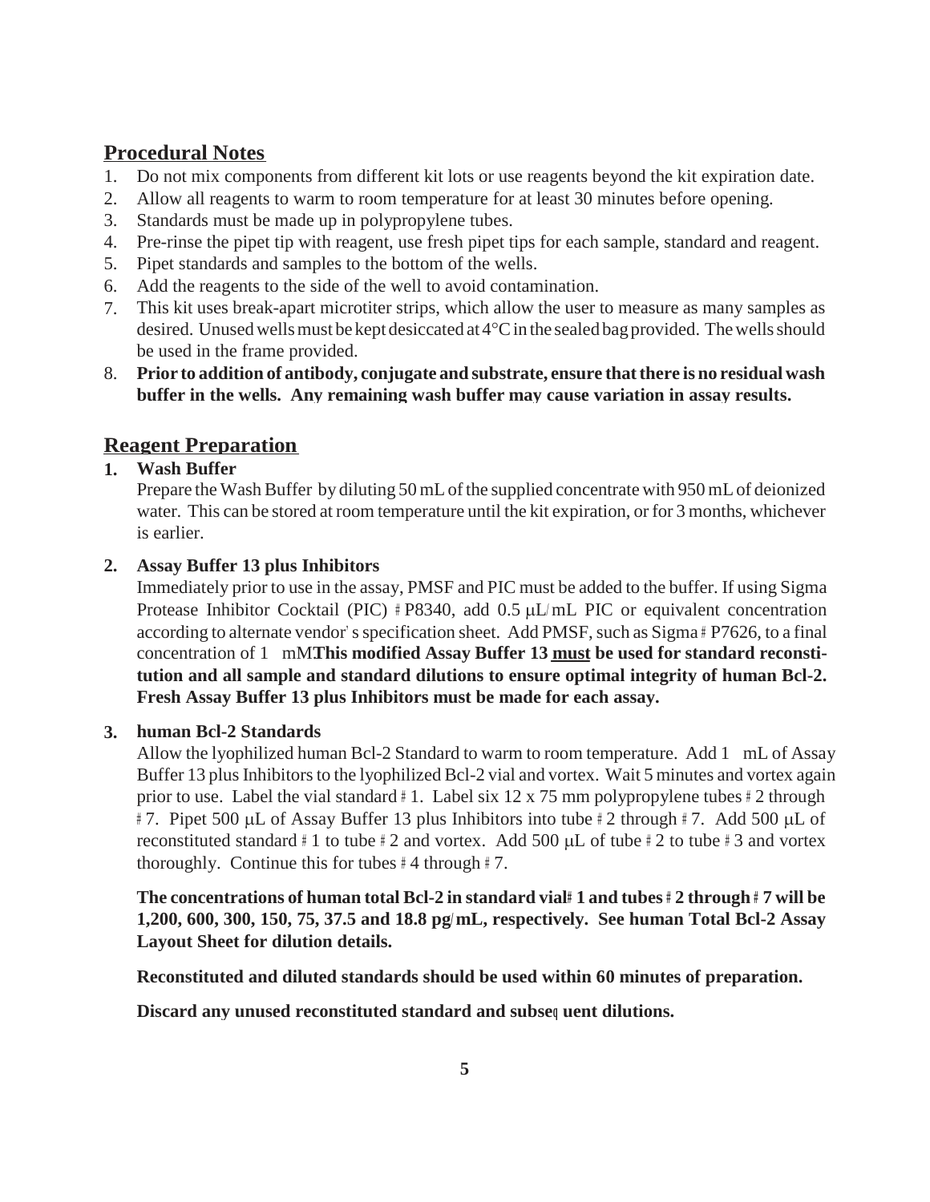## Procedural Notes

1. Do not mix components from different kit lots or use reagents beyond the kit expiration date.
2. Allow all reagents to warm to room temperature for at least 30 minutes before opening.
3. Standards must be made up in polypropylene tubes.
4. Pre-rinse the pipet tip with reagent, use fresh pipet tips for each sample, standard and reagent.
5. Pipet standards and samples to the bottom of the wells.
6. Add the reagents to the side of the well to avoid contamination.
7. This kit uses break-apart microtiter strips, which allow the user to measure as many samples as desired. Unused wells must be kept desiccated at 4°C in the sealed bag provided. The wells should be used in the frame provided.
8. **Prior to addition of antibody, conjugate and substrate, ensure that there is no residual wash buffer in the wells. Any remaining wash buffer may cause variation in assay results.**

## Reagent Preparation

1. **Wash Buffer**

   Prepare the Wash Buffer by diluting 50 mL of the supplied concentrate with 950 mL of deionized water. This can be stored at room temperature until the kit expiration, or for 3 months, whichever is earlier.

2. **Assay Buffer 13 plus Inhibitors**

   Immediately prior to use in the assay, PMSF and PIC must be added to the buffer. If using Sigma Protease Inhibitor Cocktail (PIC) # P8340, add 0.5 µL/mL PIC or equivalent concentration according to alternate vendor's specification sheet. Add PMSF, such as Sigma # P7626, to a final concentration of 1 mM. **This modified Assay Buffer 13 <u>must</u> be used for standard reconstitution and all sample and standard dilutions to ensure optimal integrity of human Bcl-2. Fresh Assay Buffer 13 plus Inhibitors must be made for each assay.**

3. **human Bcl-2 Standards**

   Allow the lyophilized human Bcl-2 Standard to warm to room temperature. Add 1 mL of Assay Buffer 13 plus Inhibitors to the lyophilized Bcl-2 vial and vortex. Wait 5 minutes and vortex again prior to use. Label the vial standard # 1. Label six 12 x 75 mm polypropylene tubes # 2 through # 7. Pipet 500 µL of Assay Buffer 13 plus Inhibitors into tube # 2 through # 7. Add 500 µL of reconstituted standard # 1 to tube # 2 and vortex. Add 500 µL of tube # 2 to tube # 3 and vortex thoroughly. Continue this for tubes # 4 through # 7.

   **The concentrations of human total Bcl-2 in standard vial # 1 and tubes # 2 through # 7 will be 1,200, 600, 300, 150, 75, 37.5 and 18.8 pg/mL, respectively. See human Total Bcl-2 Assay Layout Sheet for dilution details.**

   **Reconstituted and diluted standards should be used within 60 minutes of preparation.**

   **Discard any unused reconstituted standard and subsequent dilutions.**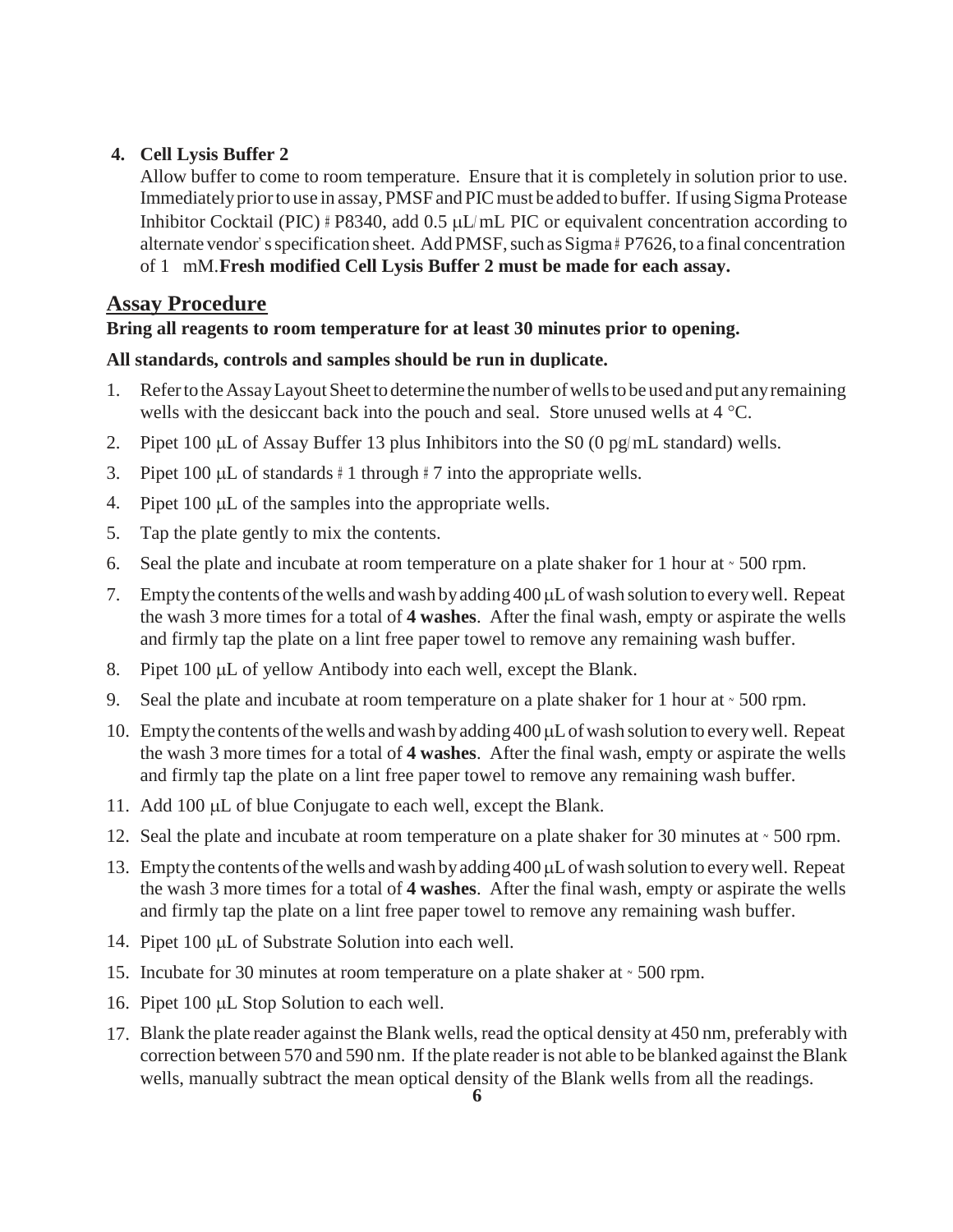**4. Cell Lysis Buffer 2**

Allow buffer to come to room temperature. Ensure that it is completely in solution prior to use. Immediately prior to use in assay, PMSF and PIC must be added to buffer. If using Sigma Protease Inhibitor Cocktail (PIC) # P8340, add 0.5 μL/mL PIC or equivalent concentration according to alternate vendor's specification sheet. Add PMSF, such as Sigma # P7626, to a final concentration of 1 mM. **Fresh modified Cell Lysis Buffer 2 must be made for each assay.**

## Assay Procedure

**Bring all reagents to room temperature for at least 30 minutes prior to opening.**

**All standards, controls and samples should be run in duplicate.**

1. Refer to the Assay Layout Sheet to determine the number of wells to be used and put any remaining wells with the desiccant back into the pouch and seal. Store unused wells at 4 °C.
2. Pipet 100 μL of Assay Buffer 13 plus Inhibitors into the S0 (0 pg/mL standard) wells.
3. Pipet 100 μL of standards # 1 through # 7 into the appropriate wells.
4. Pipet 100 μL of the samples into the appropriate wells.
5. Tap the plate gently to mix the contents.
6. Seal the plate and incubate at room temperature on a plate shaker for 1 hour at ~ 500 rpm.
7. Empty the contents of the wells and wash by adding 400 μL of wash solution to every well. Repeat the wash 3 more times for a total of **4 washes**. After the final wash, empty or aspirate the wells and firmly tap the plate on a lint free paper towel to remove any remaining wash buffer.
8. Pipet 100 μL of yellow Antibody into each well, except the Blank.
9. Seal the plate and incubate at room temperature on a plate shaker for 1 hour at ~ 500 rpm.
10. Empty the contents of the wells and wash by adding 400 μL of wash solution to every well. Repeat the wash 3 more times for a total of **4 washes**. After the final wash, empty or aspirate the wells and firmly tap the plate on a lint free paper towel to remove any remaining wash buffer.
11. Add 100 μL of blue Conjugate to each well, except the Blank.
12. Seal the plate and incubate at room temperature on a plate shaker for 30 minutes at ~ 500 rpm.
13. Empty the contents of the wells and wash by adding 400 μL of wash solution to every well. Repeat the wash 3 more times for a total of **4 washes**. After the final wash, empty or aspirate the wells and firmly tap the plate on a lint free paper towel to remove any remaining wash buffer.
14. Pipet 100 μL of Substrate Solution into each well.
15. Incubate for 30 minutes at room temperature on a plate shaker at ~ 500 rpm.
16. Pipet 100 μL Stop Solution to each well.
17. Blank the plate reader against the Blank wells, read the optical density at 450 nm, preferably with correction between 570 and 590 nm. If the plate reader is not able to be blanked against the Blank wells, manually subtract the mean optical density of the Blank wells from all the readings.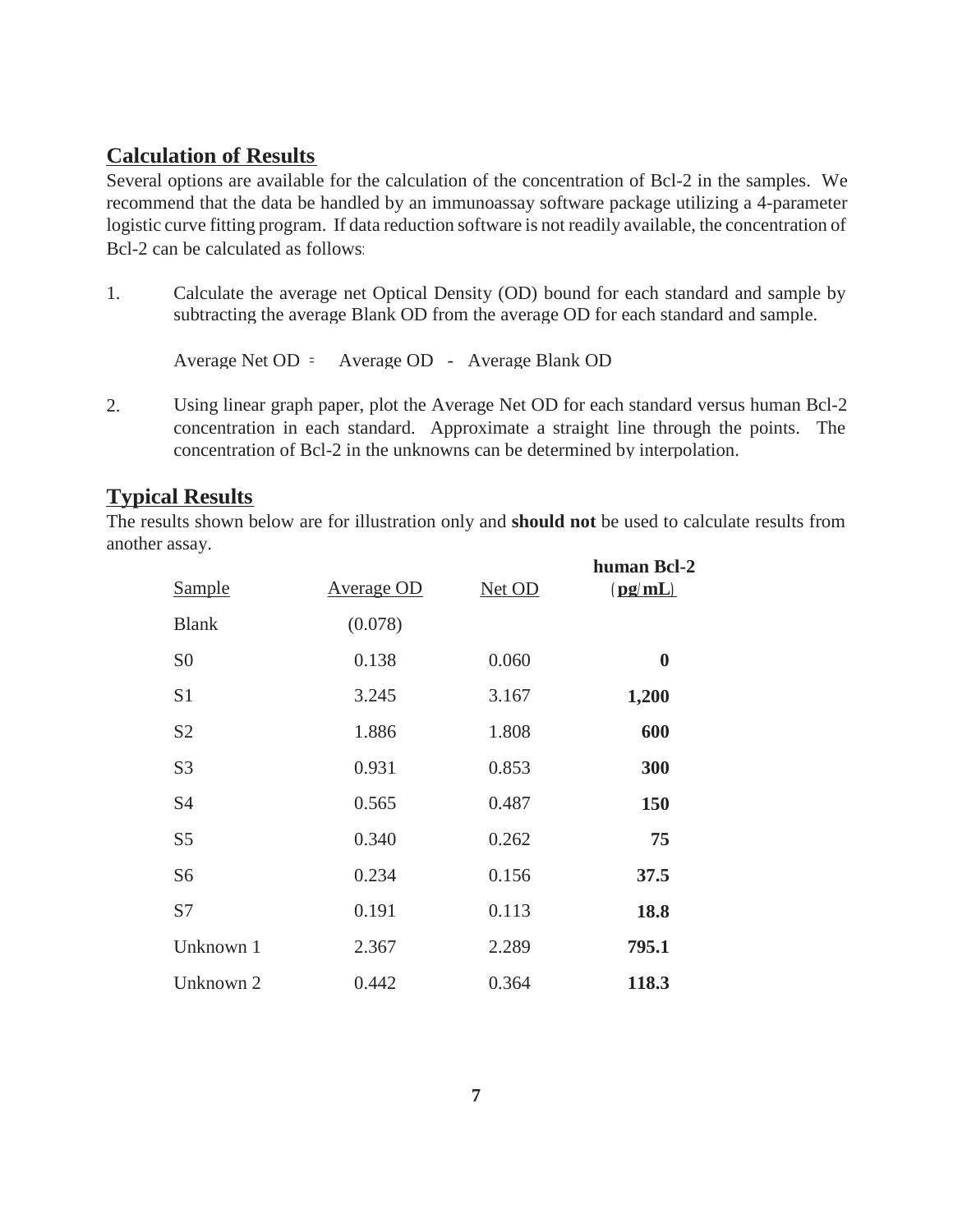## Calculation of Results

Several options are available for the calculation of the concentration of Bcl-2 in the samples. We recommend that the data be handled by an immunoassay software package utilizing a 4-parameter logistic curve fitting program. If data reduction software is not readily available, the concentration of Bcl-2 can be calculated as follows:

1. Calculate the average net Optical Density (OD) bound for each standard and sample by subtracting the average Blank OD from the average OD for each standard and sample.

   Average Net OD = Average OD - Average Blank OD

2. Using linear graph paper, plot the Average Net OD for each standard versus human Bcl-2 concentration in each standard. Approximate a straight line through the points. The concentration of Bcl-2 in the unknowns can be determined by interpolation.

## Typical Results

The results shown below are for illustration only and **should not** be used to calculate results from another assay.

| Sample | Average OD | Net OD | **human Bcl-2 (pg/mL)** |
|---|---|---|---|
| Blank | (0.078) | | |
| S0 | 0.138 | 0.060 | **0** |
| S1 | 3.245 | 3.167 | **1,200** |
| S2 | 1.886 | 1.808 | **600** |
| S3 | 0.931 | 0.853 | **300** |
| S4 | 0.565 | 0.487 | **150** |
| S5 | 0.340 | 0.262 | **75** |
| S6 | 0.234 | 0.156 | **37.5** |
| S7 | 0.191 | 0.113 | **18.8** |
| Unknown 1 | 2.367 | 2.289 | **795.1** |
| Unknown 2 | 0.442 | 0.364 | **118.3** |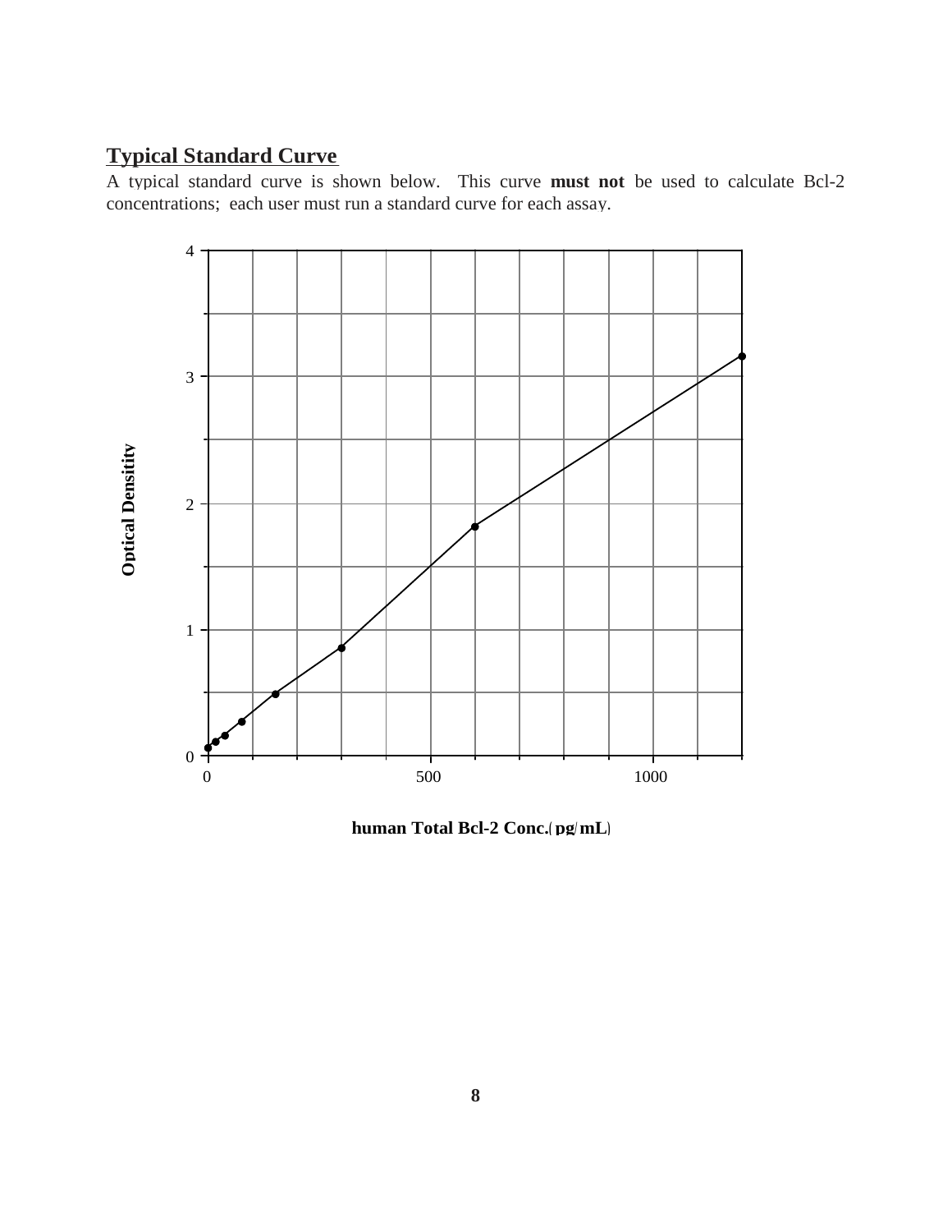## Typical Standard Curve

A typical standard curve is shown below. This curve **must not** be used to calculate Bcl-2 concentrations; each user must run a standard curve for each assay.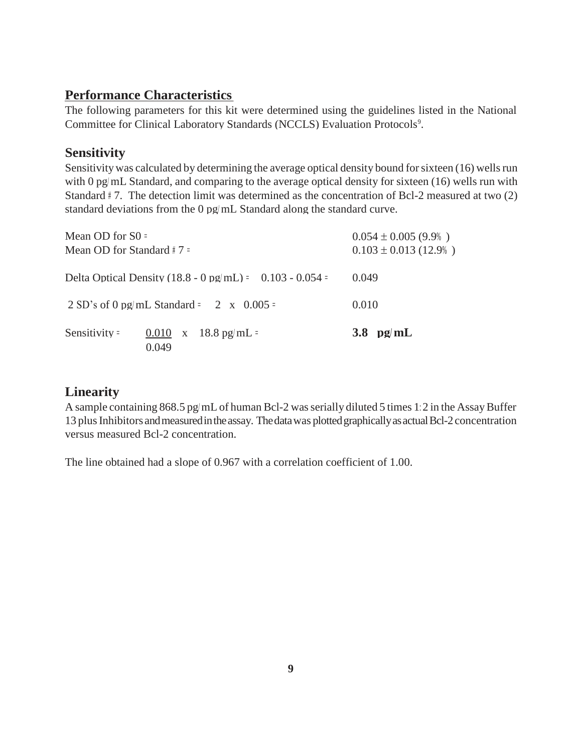## Performance Characteristics

The following parameters for this kit were determined using the guidelines listed in the National Committee for Clinical Laboratory Standards (NCCLS) Evaluation Protocols[9].

### Sensitivity

Sensitivity was calculated by determining the average optical density bound for sixteen (16) wells run with 0 pg/mL Standard, and comparing to the average optical density for sixteen (16) wells run with Standard # 7. The detection limit was determined as the concentration of Bcl-2 measured at two (2) standard deviations from the 0 pg/mL Standard along the standard curve.

| | |
|---|---|
| Mean OD for S0 = | 0.054 ± 0.005 (9.9%) |
| Mean OD for Standard # 7 = | 0.103 ± 0.013 (12.9%) |
| Delta Optical Density (18.8 - 0 pg/mL) = 0.103 - 0.054 = | 0.049 |
| 2 SD's of 0 pg/mL Standard = 2 x 0.005 = | 0.010 |
| Sensitivity = $\frac{0.010}{0.049}$ x 18.8 pg/mL = | **3.8 pg/mL** |

### Linearity

A sample containing 868.5 pg/mL of human Bcl-2 was serially diluted 5 times 1:2 in the Assay Buffer 13 plus Inhibitors and measured in the assay. The data was plotted graphically as actual Bcl-2 concentration versus measured Bcl-2 concentration.

The line obtained had a slope of 0.967 with a correlation coefficient of 1.00.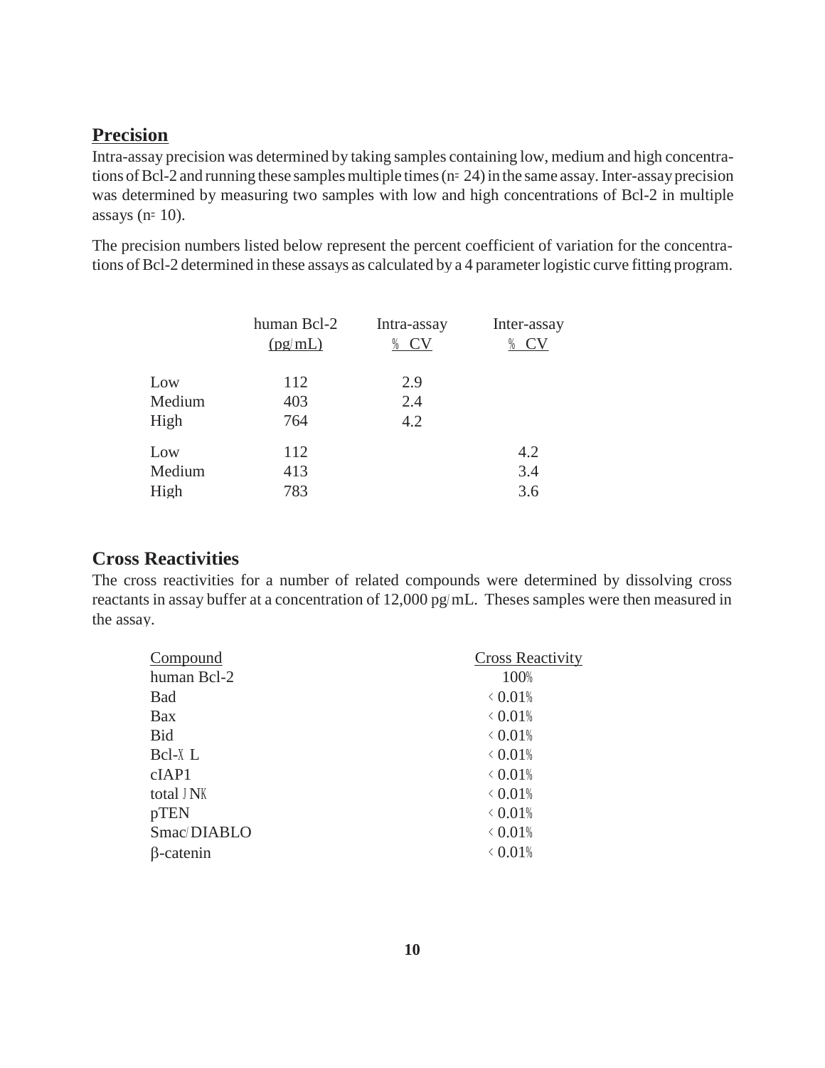## Precision

Intra-assay precision was determined by taking samples containing low, medium and high concentrations of Bcl-2 and running these samples multiple times (n= 24) in the same assay. Inter-assay precision was determined by measuring two samples with low and high concentrations of Bcl-2 in multiple assays (n= 10).

The precision numbers listed below represent the percent coefficient of variation for the concentrations of Bcl-2 determined in these assays as calculated by a 4 parameter logistic curve fitting program.

| | human Bcl-2 (pg/mL) | Intra-assay % CV | Inter-assay % CV |
|---|---|---|---|
| Low | 112 | 2.9 | |
| Medium | 403 | 2.4 | |
| High | 764 | 4.2 | |
| Low | 112 | | 4.2 |
| Medium | 413 | | 3.4 |
| High | 783 | | 3.6 |

## Cross Reactivities

The cross reactivities for a number of related compounds were determined by dissolving cross reactants in assay buffer at a concentration of 12,000 pg/mL. Theses samples were then measured in the assay.

| Compound | Cross Reactivity |
|---|---|
| human Bcl-2 | 100% |
| Bad | < 0.01% |
| Bax | < 0.01% |
| Bid | < 0.01% |
| Bcl-X L | < 0.01% |
| cIAP1 | < 0.01% |
| total JNK | < 0.01% |
| pTEN | < 0.01% |
| Smac/DIABLO | < 0.01% |
| β-catenin | < 0.01% |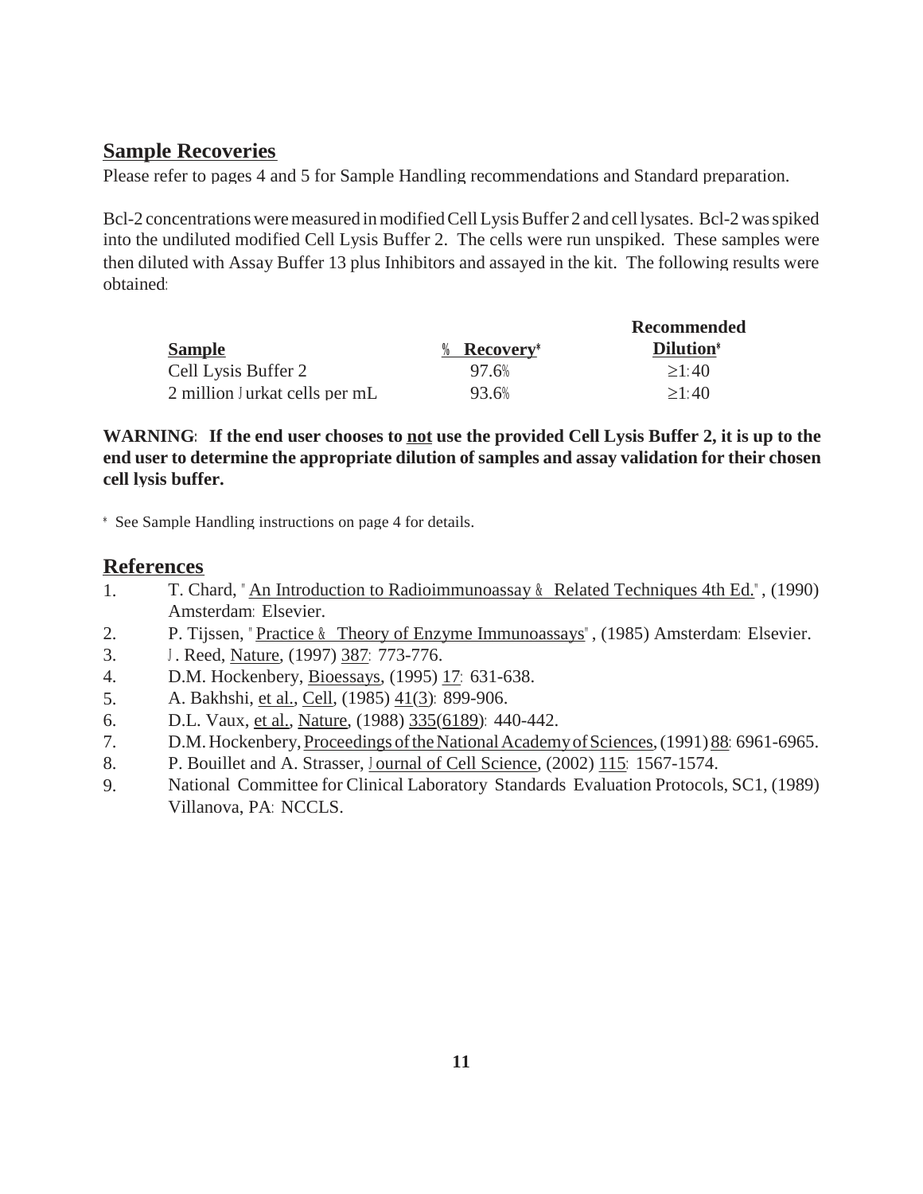## Sample Recoveries

Please refer to pages 4 and 5 for Sample Handling recommendations and Standard preparation.

Bcl-2 concentrations were measured in modified Cell Lysis Buffer 2 and cell lysates. Bcl-2 was spiked into the undiluted modified Cell Lysis Buffer 2. The cells were run unspiked. These samples were then diluted with Assay Buffer 13 plus Inhibitors and assayed in the kit. The following results were obtained:

| Sample | % Recovery* | Recommended Dilution* |
|---|---|---|
| Cell Lysis Buffer 2 | 97.6% | ≥1:40 |
| 2 million Jurkat cells per mL | 93.6% | ≥1:40 |

**WARNING: If the end user chooses to not use the provided Cell Lysis Buffer 2, it is up to the end user to determine the appropriate dilution of samples and assay validation for their chosen cell lysis buffer.**

\* See Sample Handling instructions on page 4 for details.

## References

1. T. Chard, "An Introduction to Radioimmunoassay & Related Techniques 4th Ed.", (1990) Amsterdam: Elsevier.
2. P. Tijssen, "Practice & Theory of Enzyme Immunoassays", (1985) Amsterdam: Elsevier.
3. J. Reed, Nature, (1997) 387: 773-776.
4. D.M. Hockenbery, Bioessays, (1995) 17: 631-638.
5. A. Bakhshi, et al., Cell, (1985) 41(3): 899-906.
6. D.L. Vaux, et al., Nature, (1988) 335(6189): 440-442.
7. D.M. Hockenbery, Proceedings of the National Academy of Sciences, (1991) 88: 6961-6965.
8. P. Bouillet and A. Strasser, Journal of Cell Science, (2002) 115: 1567-1574.
9. National Committee for Clinical Laboratory Standards Evaluation Protocols, SC1, (1989) Villanova, PA: NCCLS.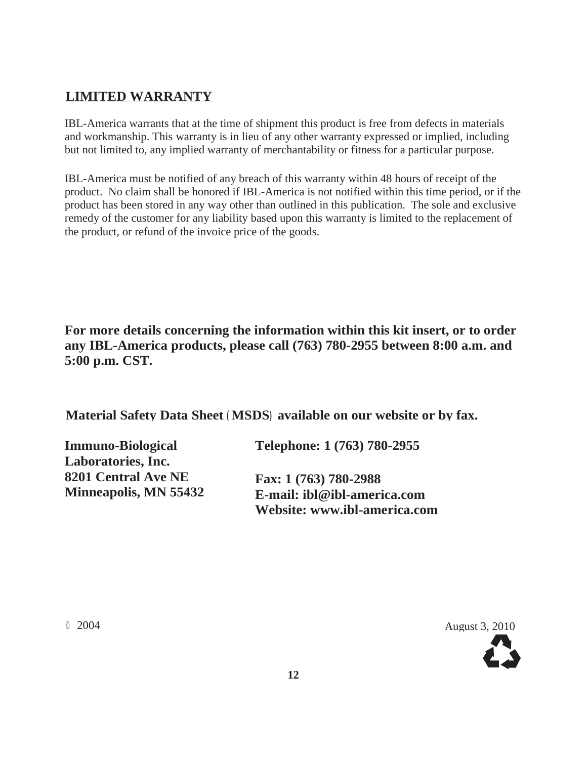## LIMITED WARRANTY

IBL-America warrants that at the time of shipment this product is free from defects in materials and workmanship. This warranty is in lieu of any other warranty expressed or implied, including but not limited to, any implied warranty of merchantability or fitness for a particular purpose.

IBL-America must be notified of any breach of this warranty within 48 hours of receipt of the product. No claim shall be honored if IBL-America is not notified within this time period, or if the product has been stored in any way other than outlined in this publication. The sole and exclusive remedy of the customer for any liability based upon this warranty is limited to the replacement of the product, or refund of the invoice price of the goods.

**For more details concerning the information within this kit insert, or to order any IBL-America products, please call (763) 780-2955 between 8:00 a.m. and 5:00 p.m. CST.**

**Material Safety Data Sheet (MSDS) available on our website or by fax.**

**Immuno-Biological Laboratories, Inc.**
**8201 Central Ave NE**
**Minneapolis, MN 55432**

**Telephone: 1 (763) 780-2955**

**Fax: 1 (763) 780-2988**
**E-mail: ibl@ibl-america.com**
**Website: www.ibl-america.com**

© 2004

August 3, 2010